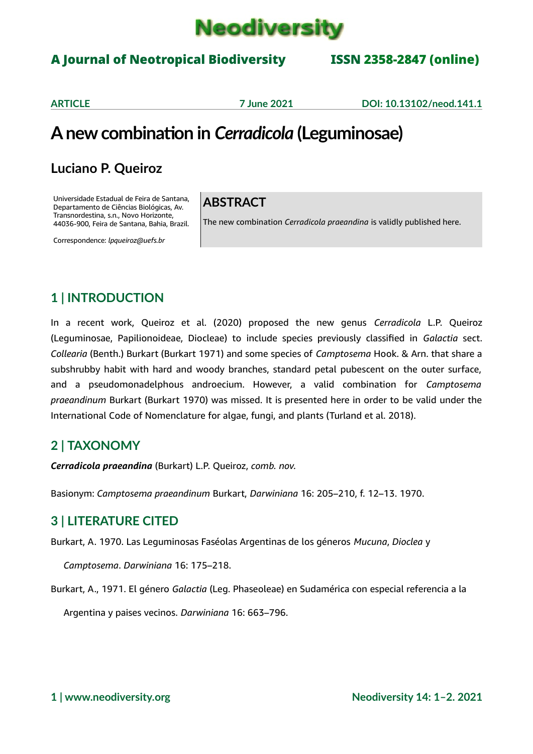Neodiversity

**A Journal of Neotropical Biodiversity** **ISSN 2358-2847 (online)**

**ARTICLE** **7 June 2021** **DOI: 10.13102/neod.141.1**

# A new combination in *Cerradicola* (Leguminosae)

**Luciano P. Queiroz**

Universidade Estadual de Feira de Santana, Departamento de Ciências Biológicas, Av. Transnordestina, s.n., Novo Horizonte, 44036-900, Feira de Santana, Bahia, Brazil.

Correspondence: *lpqueiroz@uefs.br*

## ABSTRACT

The new combination *Cerradicola praeandina* is validly published here.

## 1 | INTRODUCTION

In a recent work, Queiroz et al. (2020) proposed the new genus *Cerradicola* L.P. Queiroz (Leguminosae, Papilionoideae, Diocleae) to include species previously classified in *Galactia* sect. *Collearia* (Benth.) Burkart (Burkart 1971) and some species of *Camptosema* Hook. & Arn. that share a subshrubby habit with hard and woody branches, standard petal pubescent on the outer surface, and a pseudomonadelphous androecium. However, a valid combination for *Camptosema praeandinum* Burkart (Burkart 1970) was missed. It is presented here in order to be valid under the International Code of Nomenclature for algae, fungi, and plants (Turland et al. 2018).

## 2 | TAXONOMY

***Cerradicola praeandina*** (Burkart) L.P. Queiroz, *comb. nov.*

Basionym: *Camptosema praeandinum* Burkart, *Darwiniana* 16: 205–210, f. 12–13. 1970.

## 3 | LITERATURE CITED

Burkart, A. 1970. Las Leguminosas Faséolas Argentinas de los géneros *Mucuna*, *Dioclea* y *Camptosema*. *Darwiniana* 16: 175–218.

Burkart, A., 1971. El género *Galactia* (Leg. Phaseoleae) en Sudamérica con especial referencia a la Argentina y paises vecinos. *Darwiniana* 16: 663–796.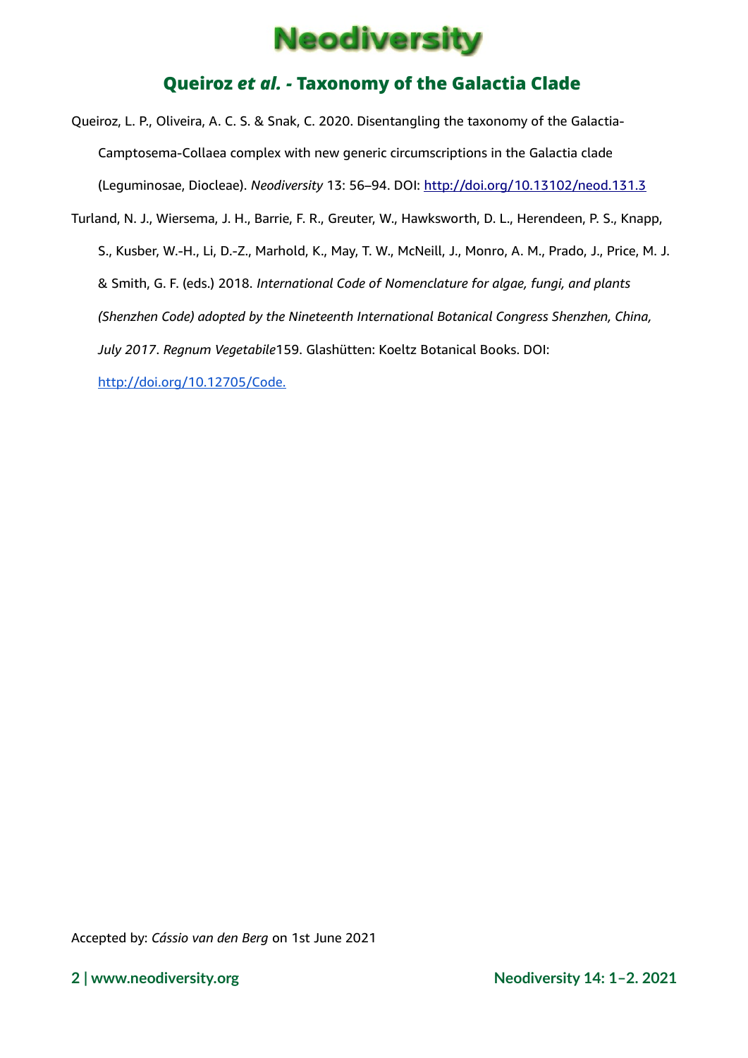Queiroz, L. P., Oliveira, A. C. S. & Snak, C. 2020. Disentangling the taxonomy of the Galactia-Camptosema-Collaea complex with new generic circumscriptions in the Galactia clade (Leguminosae, Diocleae). *Neodiversity* 13: 56–94. DOI: http://doi.org/10.13102/neod.131.3

Turland, N. J., Wiersema, J. H., Barrie, F. R., Greuter, W., Hawksworth, D. L., Herendeen, P. S., Knapp, S., Kusber, W.-H., Li, D.-Z., Marhold, K., May, T. W., McNeill, J., Monro, A. M., Prado, J., Price, M. J. & Smith, G. F. (eds.) 2018. *International Code of Nomenclature for algae, fungi, and plants (Shenzhen Code) adopted by the Nineteenth International Botanical Congress Shenzhen, China, July 2017*. *Regnum Vegetabile*159. Glashütten: Koeltz Botanical Books. DOI: http://doi.org/10.12705/Code.

Accepted by: *Cássio van den Berg* on 1st June 2021